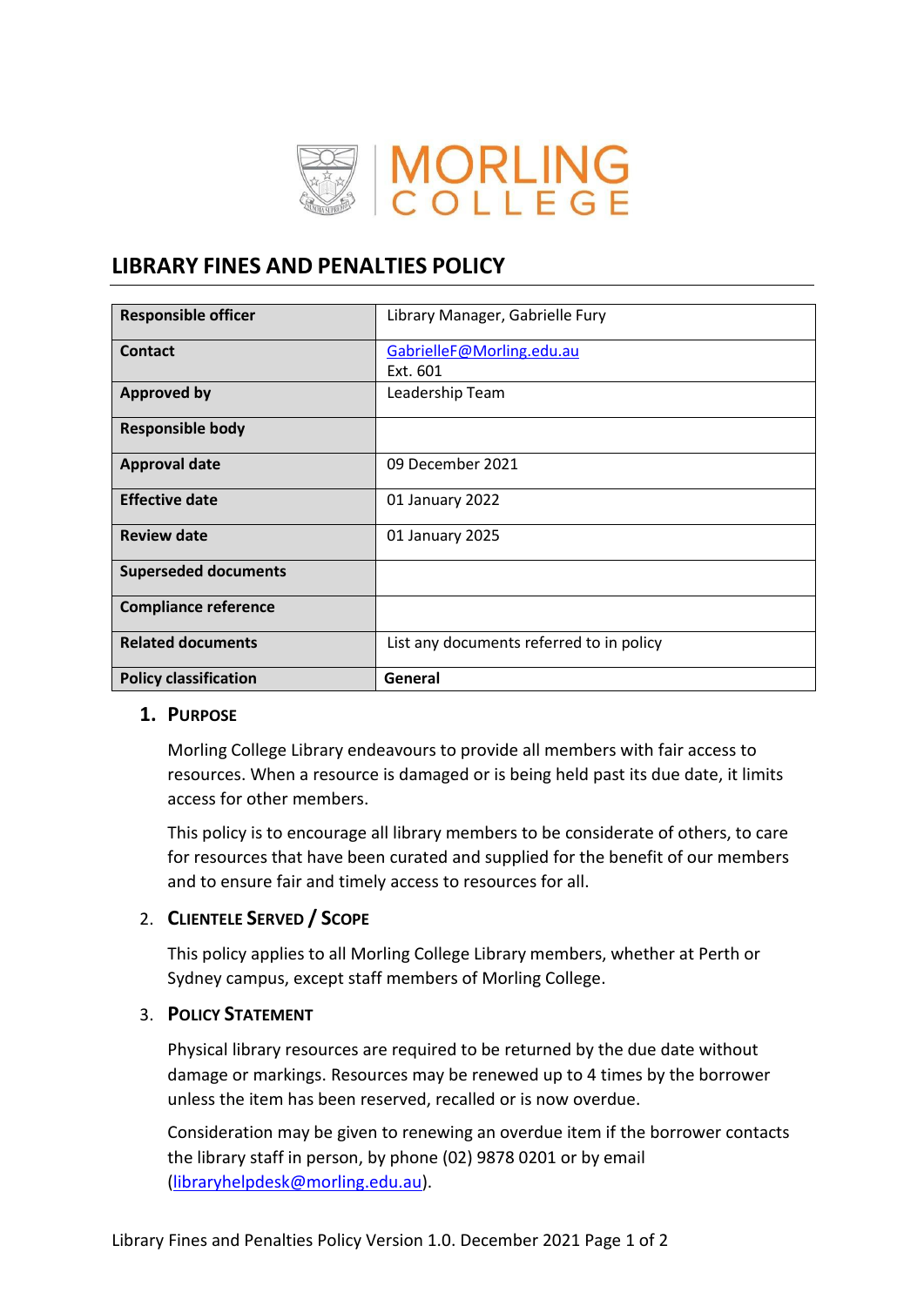# LIBRARY FINES AND PENALTIES POLICY

| Responsible officer | Library Manager, Gabrielle Fury |
|---|---|
| Contact | GabrielleF@Morling.edu.au<br>Ext. 601 |
| Approved by | Leadership Team |
| Responsible body | |
| Approval date | 09 December 2021 |
| Effective date | 01 January 2022 |
| Review date | 01 January 2025 |
| Superseded documents | |
| Compliance reference | |
| Related documents | List any documents referred to in policy |
| **Policy classification** | **General** |

## 1. Purpose

Morling College Library endeavours to provide all members with fair access to resources. When a resource is damaged or is being held past its due date, it limits access for other members.

This policy is to encourage all library members to be considerate of others, to care for resources that have been curated and supplied for the benefit of our members and to ensure fair and timely access to resources for all.

## 2. Clientele Served / Scope

This policy applies to all Morling College Library members, whether at Perth or Sydney campus, except staff members of Morling College.

## 3. Policy Statement

Physical library resources are required to be returned by the due date without damage or markings. Resources may be renewed up to 4 times by the borrower unless the item has been reserved, recalled or is now overdue.

Consideration may be given to renewing an overdue item if the borrower contacts the library staff in person, by phone (02) 9878 0201 or by email (libraryhelpdesk@morling.edu.au).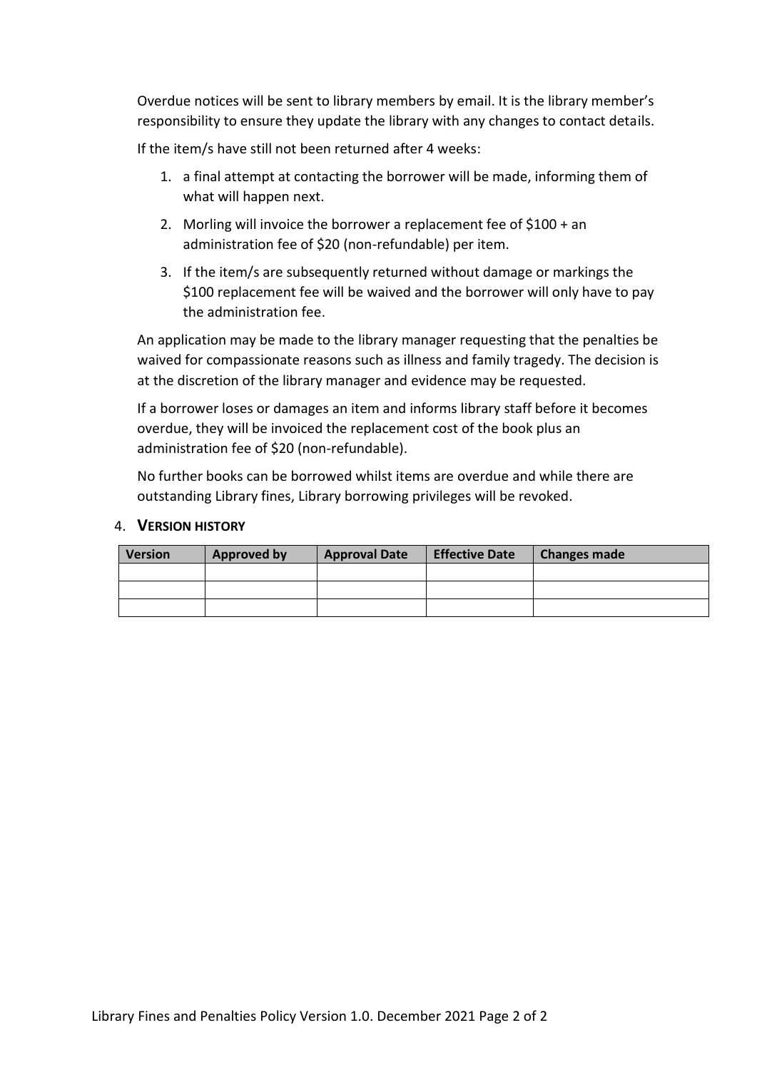Overdue notices will be sent to library members by email. It is the library member's responsibility to ensure they update the library with any changes to contact details.

If the item/s have still not been returned after 4 weeks:

1. a final attempt at contacting the borrower will be made, informing them of what will happen next.
2. Morling will invoice the borrower a replacement fee of $100 + an administration fee of $20 (non-refundable) per item.
3. If the item/s are subsequently returned without damage or markings the $100 replacement fee will be waived and the borrower will only have to pay the administration fee.

An application may be made to the library manager requesting that the penalties be waived for compassionate reasons such as illness and family tragedy. The decision is at the discretion of the library manager and evidence may be requested.

If a borrower loses or damages an item and informs library staff before it becomes overdue, they will be invoiced the replacement cost of the book plus an administration fee of $20 (non-refundable).

No further books can be borrowed whilst items are overdue and while there are outstanding Library fines, Library borrowing privileges will be revoked.

## 4. VERSION HISTORY

| Version | Approved by | Approval Date | Effective Date | Changes made |
|---|---|---|---|---|
| | | | | |
| | | | | |
| | | | | |